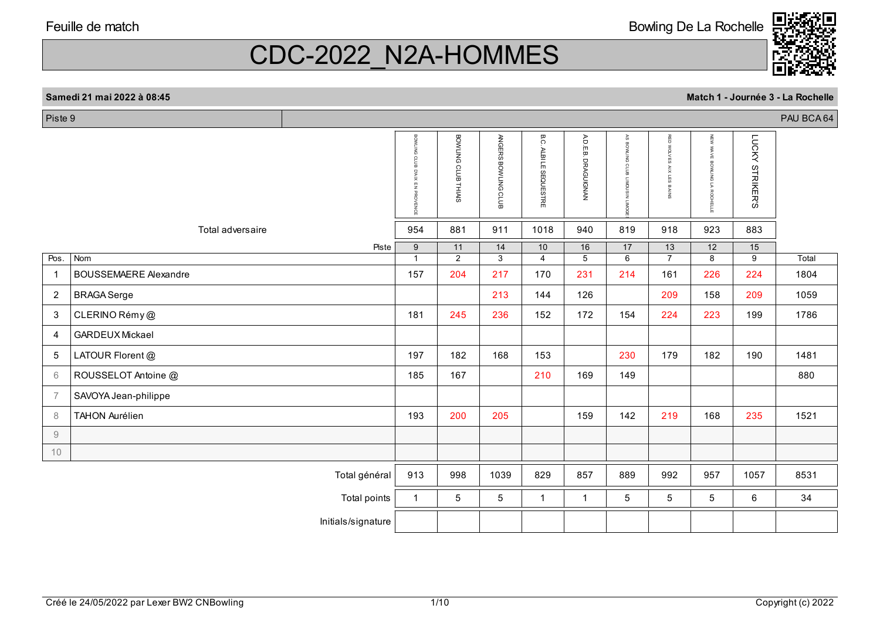Feuille de match

Bowling De La Rochelle

# CDC-2022_N2A-HOMMES

**Samedi 21 mai 2022 à 08:45** — **Match 1 - Journée 3 - La Rochelle**

Piste 9 — PAU BCA 64

| | | BOWLING CLUB D'AIX EN PROVENCE | BOWLING CLUB THIAIS | ANGERS BOWLING CLUB | B.C. ALBI LE SEQUESTRE | A.D.E.B. DRAGUIGNAN | AS BOWLING CLUB LIMOUSIN LIMOGES | RED WOLVES AIX LES BAINS | NEW WAVE BOWLING LA ROCHELLE | LUCKY STRIKERS | |
|---|---|---|---|---|---|---|---|---|---|---|---|
| | Total adversaire | 954 | 881 | 911 | 1018 | 940 | 819 | 918 | 923 | 883 | |
| | Piste | 9 | 11 | 14 | 10 | 16 | 17 | 13 | 12 | 15 | |
| Pos. | Nom | 1 | 2 | 3 | 4 | 5 | 6 | 7 | 8 | 9 | Total |
| 1 | BOUSSEMAERE Alexandre | 157 | 204 | 217 | 170 | 231 | 214 | 161 | 226 | 224 | 1804 |
| 2 | BRAGA Serge | | | 213 | 144 | 126 | | 209 | 158 | 209 | 1059 |
| 3 | CLERINO Rémy @ | 181 | 245 | 236 | 152 | 172 | 154 | 224 | 223 | 199 | 1786 |
| 4 | GARDEUX Mickael | | | | | | | | | | |
| 5 | LATOUR Florent @ | 197 | 182 | 168 | 153 | | 230 | 179 | 182 | 190 | 1481 |
| 6 | ROUSSELOT Antoine @ | 185 | 167 | | 210 | 169 | 149 | | | | 880 |
| 7 | SAVOYA Jean-philippe | | | | | | | | | | |
| 8 | TAHON Aurélien | 193 | 200 | 205 | | 159 | 142 | 219 | 168 | 235 | 1521 |
| 9 | | | | | | | | | | | |
| 10 | | | | | | | | | | | |
| | Total général | 913 | 998 | 1039 | 829 | 857 | 889 | 992 | 957 | 1057 | 8531 |
| | Total points | 1 | 5 | 5 | 1 | 1 | 5 | 5 | 5 | 6 | 34 |
| | Initials/signature | | | | | | | | | | |

Créé le 24/05/2022 par Lexer BW2 CNBowling

Copyright (c) 2022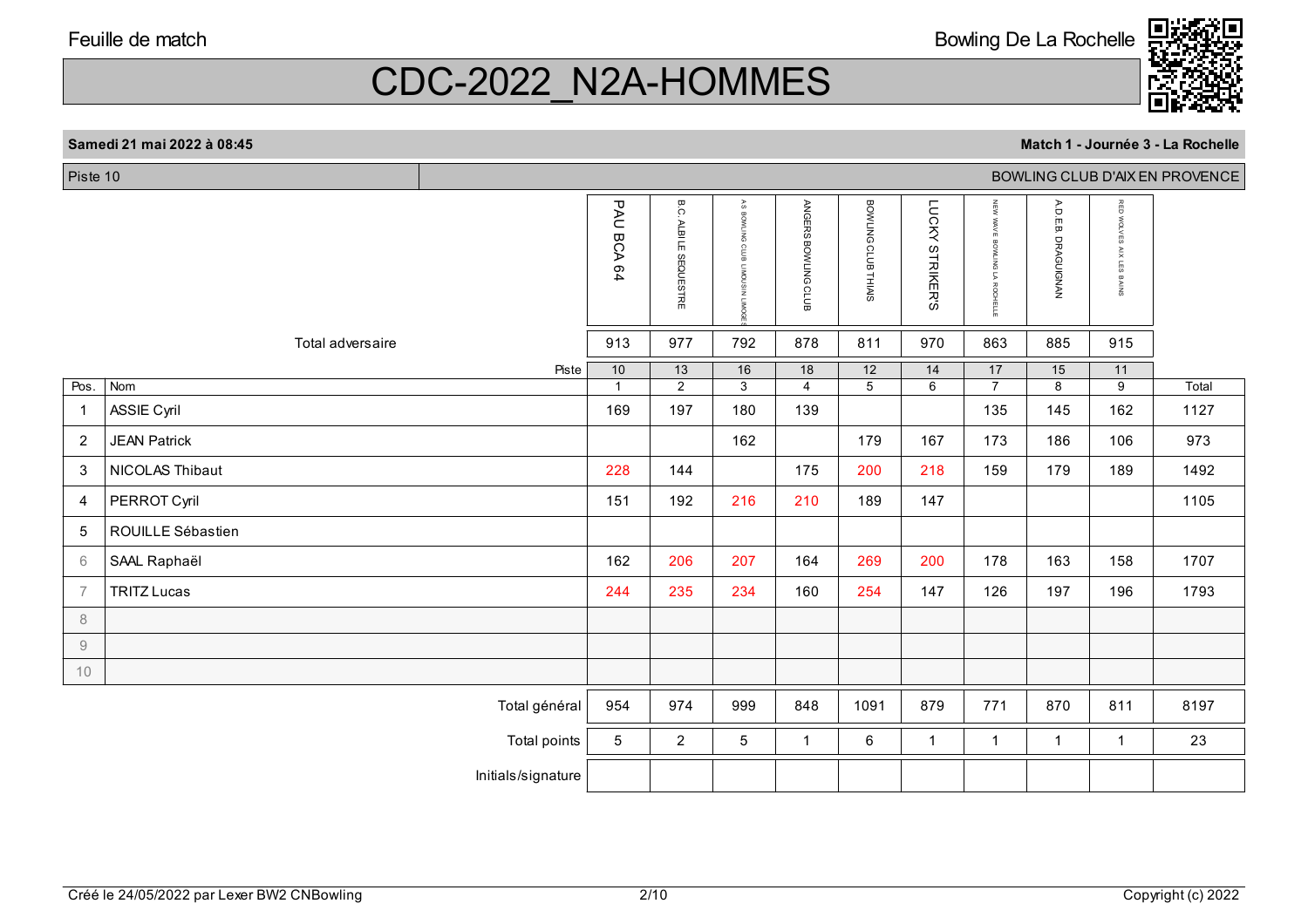Feuille de match

Bowling De La Rochelle

# CDC-2022_N2A-HOMMES

**Samedi 21 mai 2022 à 08:45**

**Match 1 - Journée 3 - La Rochelle**

Piste 10 — BOWLING CLUB D'AIX EN PROVENCE

| | | PAU BCA 64 | B.C. ALBI LE SEQUESTRE | AS BOWLING CLUB LIMOUSIN LIMOGES | ANGERS BOWLING CLUB | BOWLING CLUB THIAIS | LUCKY STRIKERS | NEW WAVE BOWLING LA ROCHELLE | A.D.E.B. DRAGUIGNAN | RED WOLVES AIX LES BAINS | |
|---|---|---|---|---|---|---|---|---|---|---|---|
| | Total adversaire | 913 | 977 | 792 | 878 | 811 | 970 | 863 | 885 | 915 | |
| | Piste | 10 | 13 | 16 | 18 | 12 | 14 | 17 | 15 | 11 | |
| Pos. | Nom | 1 | 2 | 3 | 4 | 5 | 6 | 7 | 8 | 9 | Total |
| 1 | ASSIE Cyril | 169 | 197 | 180 | 139 | | | 135 | 145 | 162 | 1127 |
| 2 | JEAN Patrick | | | 162 | | 179 | 167 | 173 | 186 | 106 | 973 |
| 3 | NICOLAS Thibaut | 228 | 144 | | 175 | 200 | 218 | 159 | 179 | 189 | 1492 |
| 4 | PERROT Cyril | 151 | 192 | 216 | 210 | 189 | 147 | | | | 1105 |
| 5 | ROUILLE Sébastien | | | | | | | | | | |
| 6 | SAAL Raphaël | 162 | 206 | 207 | 164 | 269 | 200 | 178 | 163 | 158 | 1707 |
| 7 | TRITZ Lucas | 244 | 235 | 234 | 160 | 254 | 147 | 126 | 197 | 196 | 1793 |
| 8 | | | | | | | | | | | |
| 9 | | | | | | | | | | | |
| 10 | | | | | | | | | | | |
| | Total général | 954 | 974 | 999 | 848 | 1091 | 879 | 771 | 870 | 811 | 8197 |
| | Total points | 5 | 2 | 5 | 1 | 6 | 1 | 1 | 1 | 1 | 23 |
| | Initials/signature | | | | | | | | | | |

Créé le 24/05/2022 par Lexer BW2 CNBowling

Copyright (c) 2022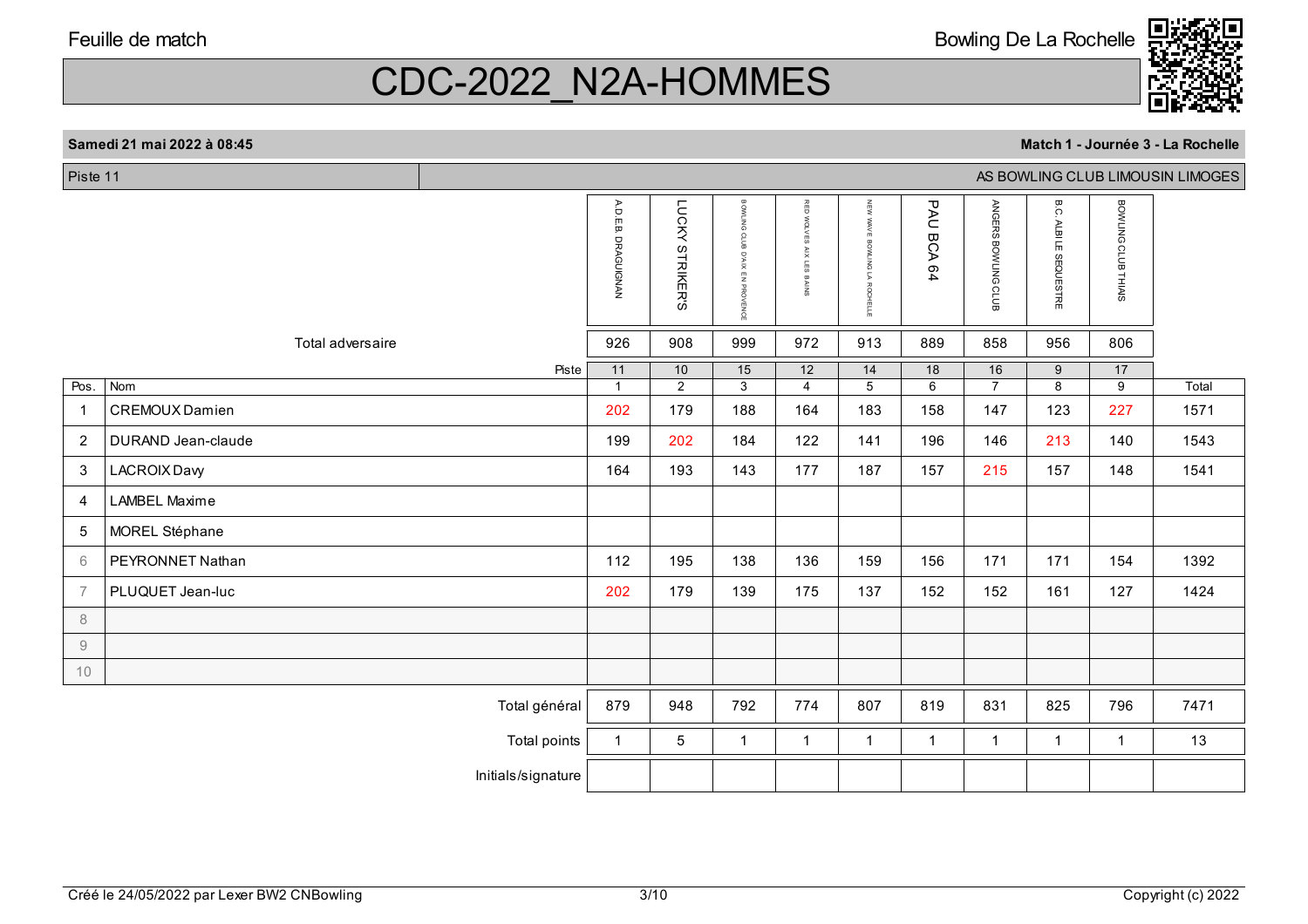Feuille de match

Bowling De La Rochelle

# CDC-2022_N2A-HOMMES

**Samedi 21 mai 2022 à 08:45** | **Match 1 - Journée 3 - La Rochelle**

Piste 11 | AS BOWLING CLUB LIMOUSIN LIMOGES

| Pos. | Nom | A.D.E.B. DRAGUIGNAN | LUCKY STRIKERS | BOWLING CLUB D'AIX EN PROVENCE | RED WOLVES AIX LES BAINS | NEW WAVE BOWLING LA ROCHELLE | PAU BCA 64 | ANGERS BOWLING CLUB | B.C. ALBI LE SEQUESTRE | BOWLING CLUB THIAIS | Total |
|---|---|---|---|---|---|---|---|---|---|---|---|
| | Total adversaire | 926 | 908 | 999 | 972 | 913 | 889 | 858 | 956 | 806 | |
| | Piste | 11 | 10 | 15 | 12 | 14 | 18 | 16 | 9 | 17 | |
| | | 1 | 2 | 3 | 4 | 5 | 6 | 7 | 8 | 9 | |
| 1 | CREMOUX Damien | 202 | 179 | 188 | 164 | 183 | 158 | 147 | 123 | 227 | 1571 |
| 2 | DURAND Jean-claude | 199 | 202 | 184 | 122 | 141 | 196 | 146 | 213 | 140 | 1543 |
| 3 | LACROIX Davy | 164 | 193 | 143 | 177 | 187 | 157 | 215 | 157 | 148 | 1541 |
| 4 | LAMBEL Maxime | | | | | | | | | | |
| 5 | MOREL Stéphane | | | | | | | | | | |
| 6 | PEYRONNET Nathan | 112 | 195 | 138 | 136 | 159 | 156 | 171 | 171 | 154 | 1392 |
| 7 | PLUQUET Jean-luc | 202 | 179 | 139 | 175 | 137 | 152 | 152 | 161 | 127 | 1424 |
| 8 | | | | | | | | | | | |
| 9 | | | | | | | | | | | |
| 10 | | | | | | | | | | | |
| | Total général | 879 | 948 | 792 | 774 | 807 | 819 | 831 | 825 | 796 | 7471 |
| | Total points | 1 | 5 | 1 | 1 | 1 | 1 | 1 | 1 | 1 | 13 |
| | Initials/signature | | | | | | | | | | |

Créé le 24/05/2022 par Lexer BW2 CNBowling

Copyright (c) 2022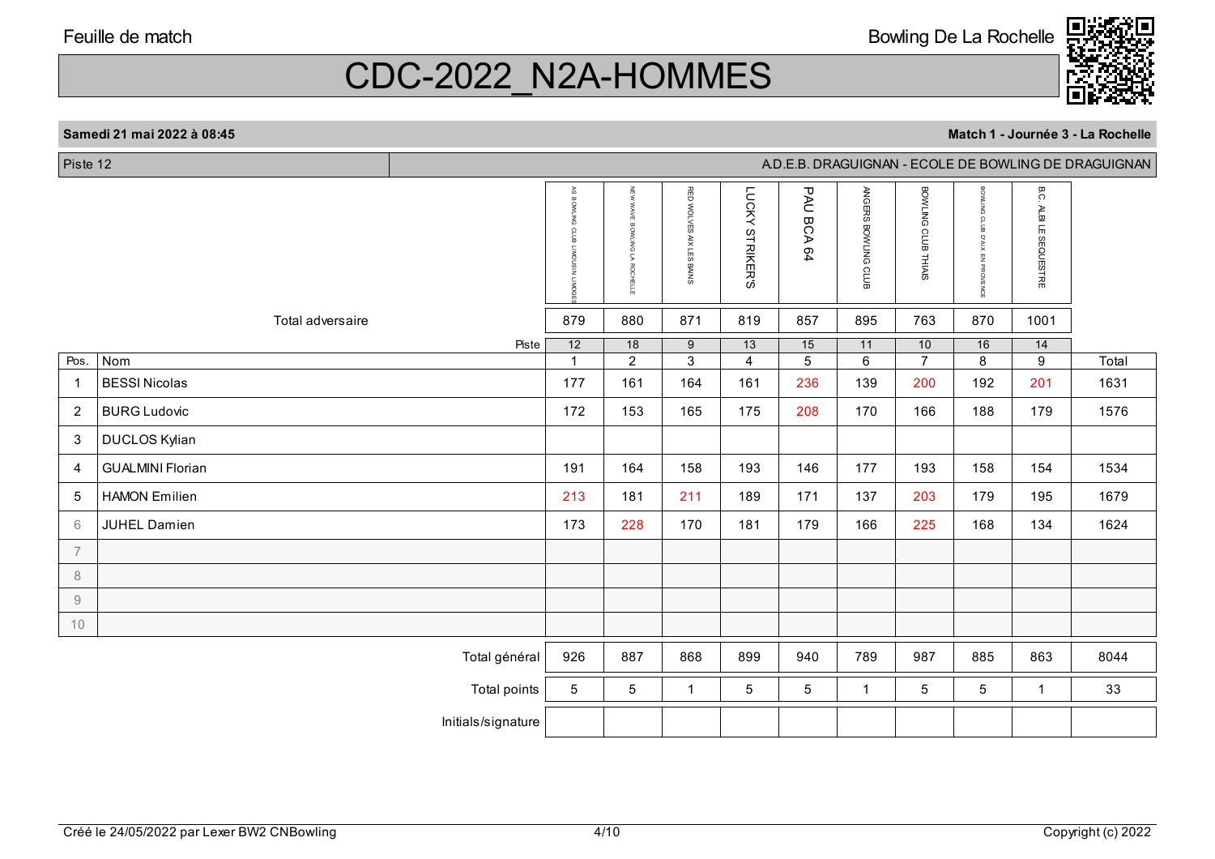Feuille de match — Bowling De La Rochelle

# CDC-2022_N2A-HOMMES

**Samedi 21 mai 2022 à 08:45** — **Match 1 - Journée 3 - La Rochelle**

Piste 12 — A.D.E.B. DRAGUIGNAN - ECOLE DE BOWLING DE DRAGUIGNAN

| | | AS BOWLING CLUB LIMOUSIN LIMOGES | NEW WAVE BOWLING LA ROCHELLE | RED WOLVES AIX LES BAINS | LUCKY STRIKERS | PAU BCA 64 | ANGERS BOWLING CLUB | BOWLING CLUB THIAIS | BOWLING CLUB D'AIX EN PROVENCE | B.C. ALBI LE SEQUESTRE | |
|---|---|---|---|---|---|---|---|---|---|---|---|
| | Total adversaire | 879 | 880 | 871 | 819 | 857 | 895 | 763 | 870 | 1001 | |
| | Piste | 12 | 18 | 9 | 13 | 15 | 11 | 10 | 16 | 14 | |
| Pos. | Nom | 1 | 2 | 3 | 4 | 5 | 6 | 7 | 8 | 9 | Total |
| 1 | BESSI Nicolas | 177 | 161 | 164 | 161 | 236 | 139 | 200 | 192 | 201 | 1631 |
| 2 | BURG Ludovic | 172 | 153 | 165 | 175 | 208 | 170 | 166 | 188 | 179 | 1576 |
| 3 | DUCLOS Kylian | | | | | | | | | | |
| 4 | GUALMINI Florian | 191 | 164 | 158 | 193 | 146 | 177 | 193 | 158 | 154 | 1534 |
| 5 | HAMON Emilien | 213 | 181 | 211 | 189 | 171 | 137 | 203 | 179 | 195 | 1679 |
| 6 | JUHEL Damien | 173 | 228 | 170 | 181 | 179 | 166 | 225 | 168 | 134 | 1624 |
| 7 | | | | | | | | | | | |
| 8 | | | | | | | | | | | |
| 9 | | | | | | | | | | | |
| 10 | | | | | | | | | | | |
| | Total général | 926 | 887 | 868 | 899 | 940 | 789 | 987 | 885 | 863 | 8044 |
| | Total points | 5 | 5 | 1 | 5 | 5 | 1 | 5 | 5 | 1 | 33 |
| | Initials/signature | | | | | | | | | | |

Créé le 24/05/2022 par Lexer BW2 CNBowling — Copyright (c) 2022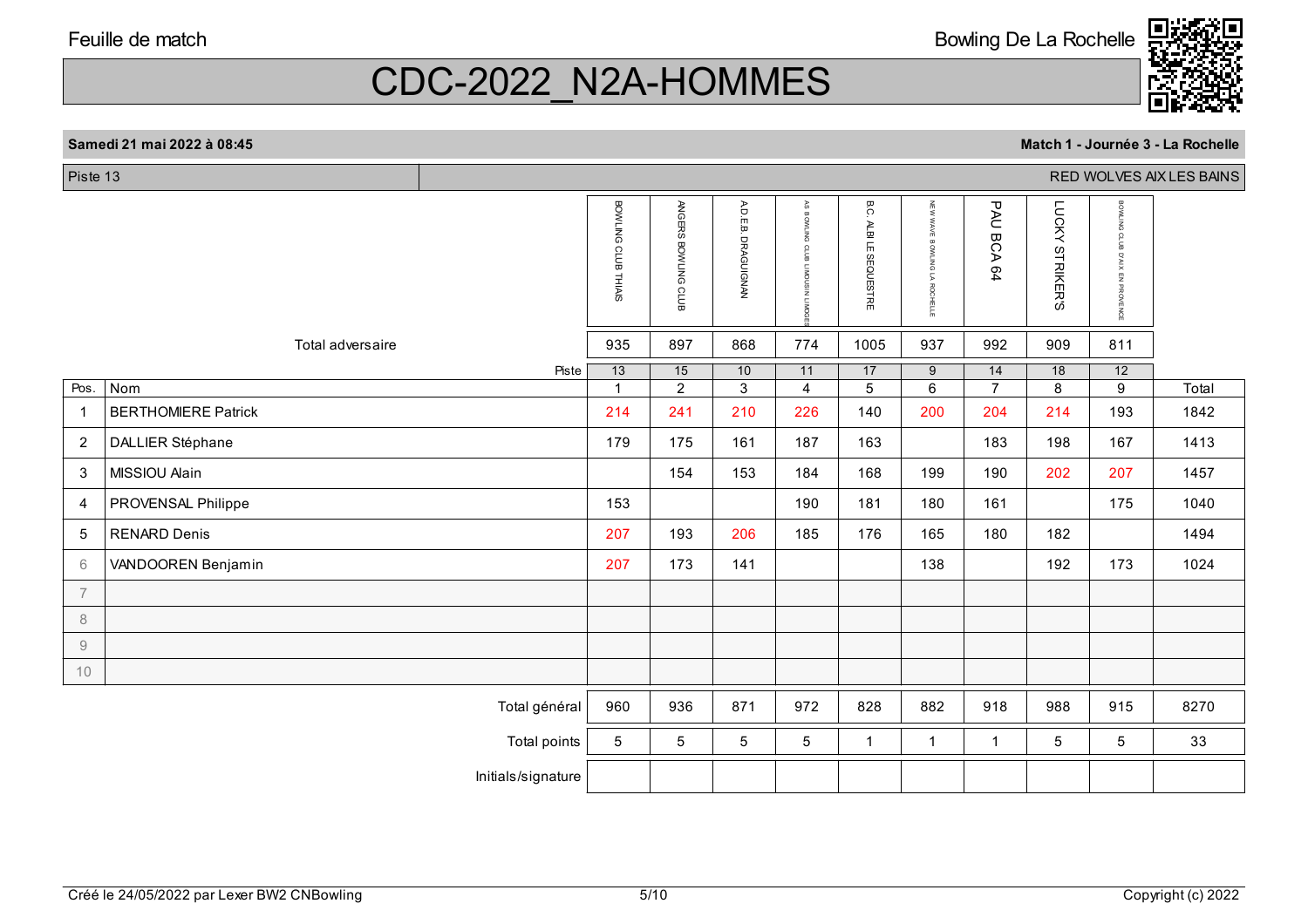Feuille de match

Bowling De La Rochelle

# CDC-2022_N2A-HOMMES

**Samedi 21 mai 2022 à 08:45** — **Match 1 - Journée 3 - La Rochelle**

Piste 13 — RED WOLVES AIX LES BAINS

| | | BOWLING CLUB THIAIS | ANGERS BOWLING CLUB | A.D.E.B. DRAGUIGNAN | AS BOWLING CLUB LIMOUSIN LIMOGES | B.C. ALBI LE SEQUESTRE | NEW WAVE BOWLING LA ROCHELLE | PAU BCA 64 | LUCKY STRIKERS | BOWLING CLUB D'AIX EN PROVENCE | |
|---|---|---|---|---|---|---|---|---|---|---|---|
| | Total adversaire | 935 | 897 | 868 | 774 | 1005 | 937 | 992 | 909 | 811 | |
| | Piste | 13 | 15 | 10 | 11 | 17 | 9 | 14 | 18 | 12 | |
| Pos. | Nom | 1 | 2 | 3 | 4 | 5 | 6 | 7 | 8 | 9 | Total |
| 1 | BERTHOMIERE Patrick | 214 | 241 | 210 | 226 | 140 | 200 | 204 | 214 | 193 | 1842 |
| 2 | DALLIER Stéphane | 179 | 175 | 161 | 187 | 163 | | 183 | 198 | 167 | 1413 |
| 3 | MISSIOU Alain | | 154 | 153 | 184 | 168 | 199 | 190 | 202 | 207 | 1457 |
| 4 | PROVENSAL Philippe | 153 | | | 190 | 181 | 180 | 161 | | 175 | 1040 |
| 5 | RENARD Denis | 207 | 193 | 206 | 185 | 176 | 165 | 180 | 182 | | 1494 |
| 6 | VANDOOREN Benjamin | 207 | 173 | 141 | | | 138 | | 192 | 173 | 1024 |
| 7 | | | | | | | | | | | |
| 8 | | | | | | | | | | | |
| 9 | | | | | | | | | | | |
| 10 | | | | | | | | | | | |
| | Total général | 960 | 936 | 871 | 972 | 828 | 882 | 918 | 988 | 915 | 8270 |
| | Total points | 5 | 5 | 5 | 5 | 1 | 1 | 1 | 5 | 5 | 33 |
| | Initials/signature | | | | | | | | | | |

Créé le 24/05/2022 par Lexer BW2 CNBowling — Copyright (c) 2022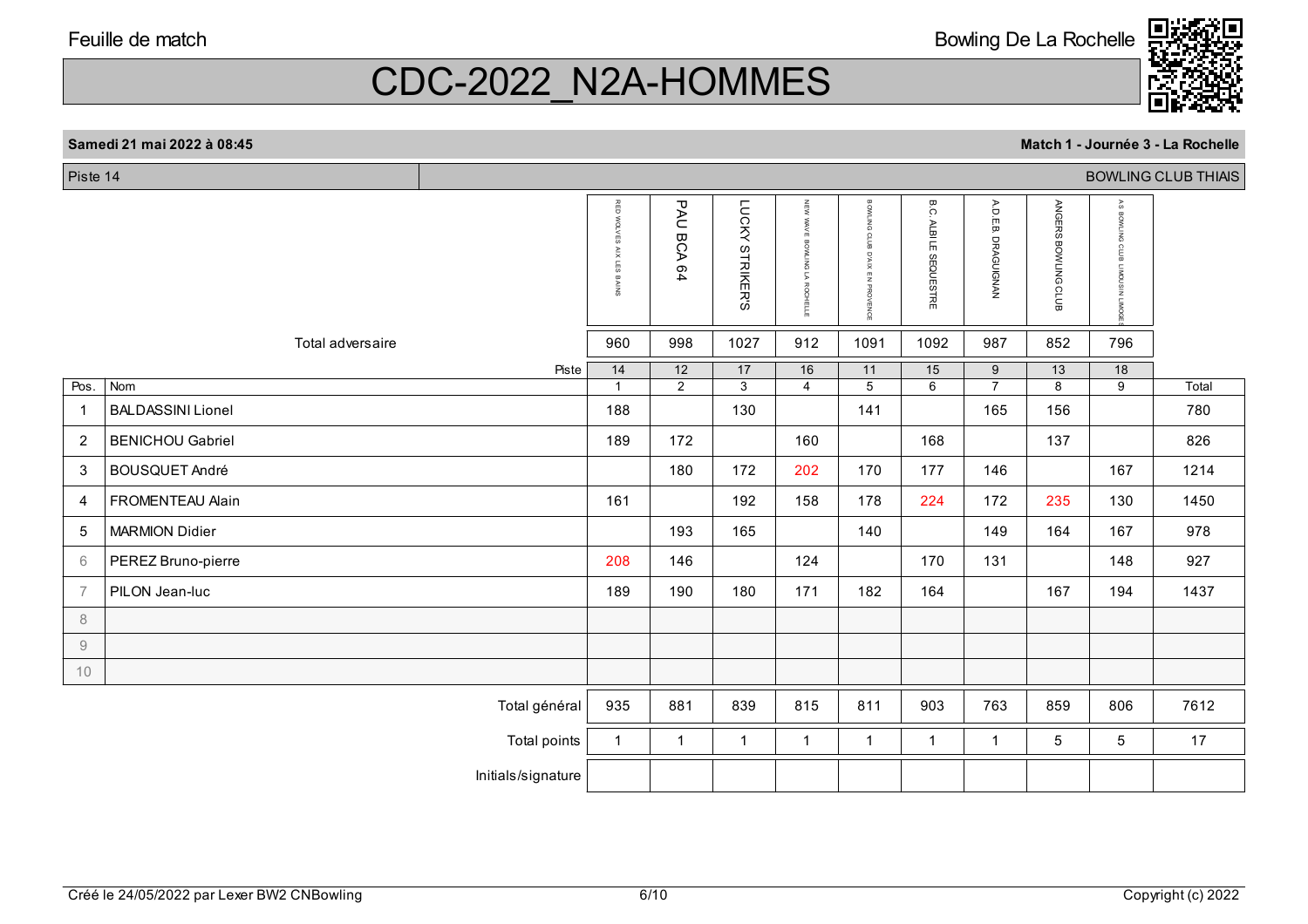Feuille de match

Bowling De La Rochelle

# CDC-2022_N2A-HOMMES

**Samedi 21 mai 2022 à 08:45** — **Match 1 - Journée 3 - La Rochelle**

Piste 14 — BOWLING CLUB THIAIS

| | | RED WOLVES AIX LES BAINS | PAU BCA 64 | LUCKY STRIKERS | NEW WAVE BOWLING LA ROCHELLE | BOWLING CLUB D'AIX EN PROVENCE | B.C. ALBI LE SEQUESTRE | A.D.E.B. DRAGUIGNAN | ANGERS BOWLING CLUB | AS BOWLING CLUB LIMOUSIN LIMOGES | |
|---|---|---|---|---|---|---|---|---|---|---|---|
| | Total adversaire | 960 | 998 | 1027 | 912 | 1091 | 1092 | 987 | 852 | 796 | |
| | Piste | 14 | 12 | 17 | 16 | 11 | 15 | 9 | 13 | 18 | |
| Pos. | Nom | 1 | 2 | 3 | 4 | 5 | 6 | 7 | 8 | 9 | Total |
| 1 | BALDASSINI Lionel | 188 | | 130 | | 141 | | 165 | 156 | | 780 |
| 2 | BENICHOU Gabriel | 189 | 172 | | 160 | | 168 | | 137 | | 826 |
| 3 | BOUSQUET André | | 180 | 172 | 202 | 170 | 177 | 146 | | 167 | 1214 |
| 4 | FROMENTEAU Alain | 161 | | 192 | 158 | 178 | 224 | 172 | 235 | 130 | 1450 |
| 5 | MARMION Didier | | 193 | 165 | | 140 | | 149 | 164 | 167 | 978 |
| 6 | PEREZ Bruno-pierre | 208 | 146 | | 124 | | 170 | 131 | | 148 | 927 |
| 7 | PILON Jean-luc | 189 | 190 | 180 | 171 | 182 | 164 | | 167 | 194 | 1437 |
| 8 | | | | | | | | | | | |
| 9 | | | | | | | | | | | |
| 10 | | | | | | | | | | | |
| | Total général | 935 | 881 | 839 | 815 | 811 | 903 | 763 | 859 | 806 | 7612 |
| | Total points | 1 | 1 | 1 | 1 | 1 | 1 | 1 | 5 | 5 | 17 |
| | Initials/signature | | | | | | | | | | |

Créé le 24/05/2022 par Lexer BW2 CNBowling

Copyright (c) 2022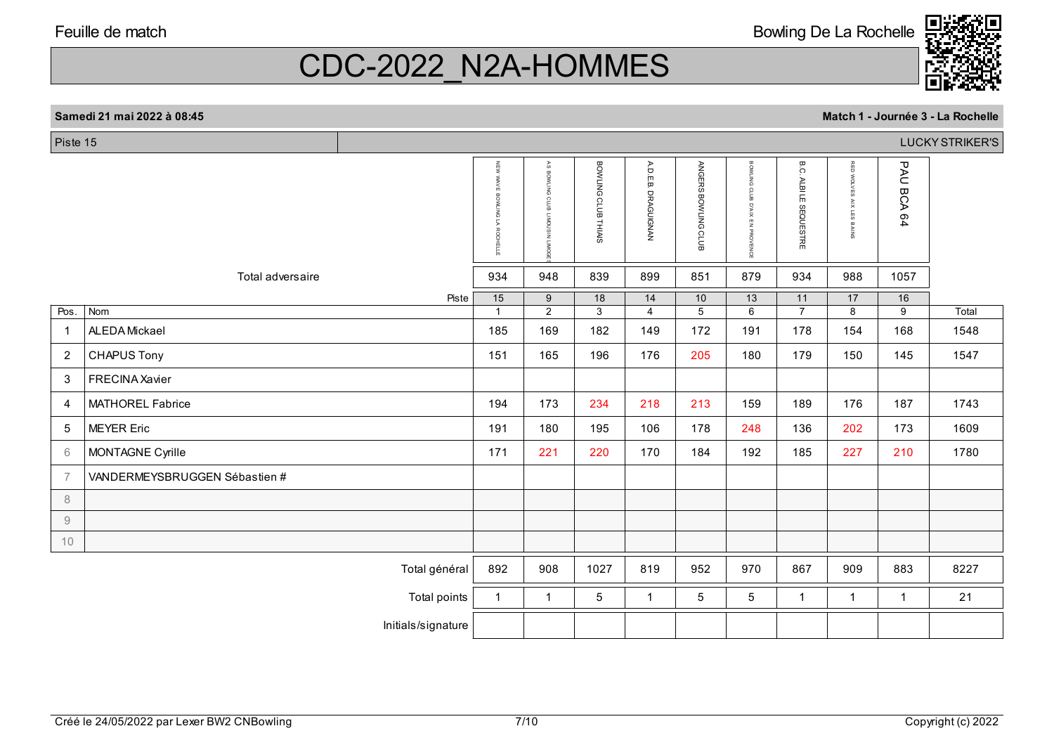Feuille de match

Bowling De La Rochelle

# CDC-2022_N2A-HOMMES

**Samedi 21 mai 2022 à 08:45** | **Match 1 - Journée 3 - La Rochelle**

Piste 15 | LUCKY STRIKER'S

| Pos. | Nom | NEW WAVE BOWLING LA ROCHELLE | AS BOWLING CLUB LIMOUSIN LIMOGES | BOWLING CLUB THIAIS | A.D.E.B. DRAGUIGNAN | ANGERS BOWLING CLUB | BOWLING CLUB D'AIX EN PROVENCE | B.C. ALBI LE SEQUESTRE | RED WOLVES AIX LES BAINS | PAU BCA 64 | Total |
|---|---|---|---|---|---|---|---|---|---|---|---|
| | Total adversaire | 934 | 948 | 839 | 899 | 851 | 879 | 934 | 988 | 1057 | |
| | Piste | 15 | 9 | 18 | 14 | 10 | 13 | 11 | 17 | 16 | |
| | | 1 | 2 | 3 | 4 | 5 | 6 | 7 | 8 | 9 | Total |
| 1 | ALEDA Mickael | 185 | 169 | 182 | 149 | 172 | 191 | 178 | 154 | 168 | 1548 |
| 2 | CHAPUS Tony | 151 | 165 | 196 | 176 | 205 | 180 | 179 | 150 | 145 | 1547 |
| 3 | FRECINA Xavier | | | | | | | | | | |
| 4 | MATHOREL Fabrice | 194 | 173 | 234 | 218 | 213 | 159 | 189 | 176 | 187 | 1743 |
| 5 | MEYER Eric | 191 | 180 | 195 | 106 | 178 | 248 | 136 | 202 | 173 | 1609 |
| 6 | MONTAGNE Cyrille | 171 | 221 | 220 | 170 | 184 | 192 | 185 | 227 | 210 | 1780 |
| 7 | VANDERMEYSBRUGGEN Sébastien # | | | | | | | | | | |
| 8 | | | | | | | | | | | |
| 9 | | | | | | | | | | | |
| 10 | | | | | | | | | | | |
| | Total général | 892 | 908 | 1027 | 819 | 952 | 970 | 867 | 909 | 883 | 8227 |
| | Total points | 1 | 1 | 5 | 1 | 5 | 5 | 1 | 1 | 1 | 21 |
| | Initials/signature | | | | | | | | | | |

Créé le 24/05/2022 par Lexer BW2 CNBowling | Copyright (c) 2022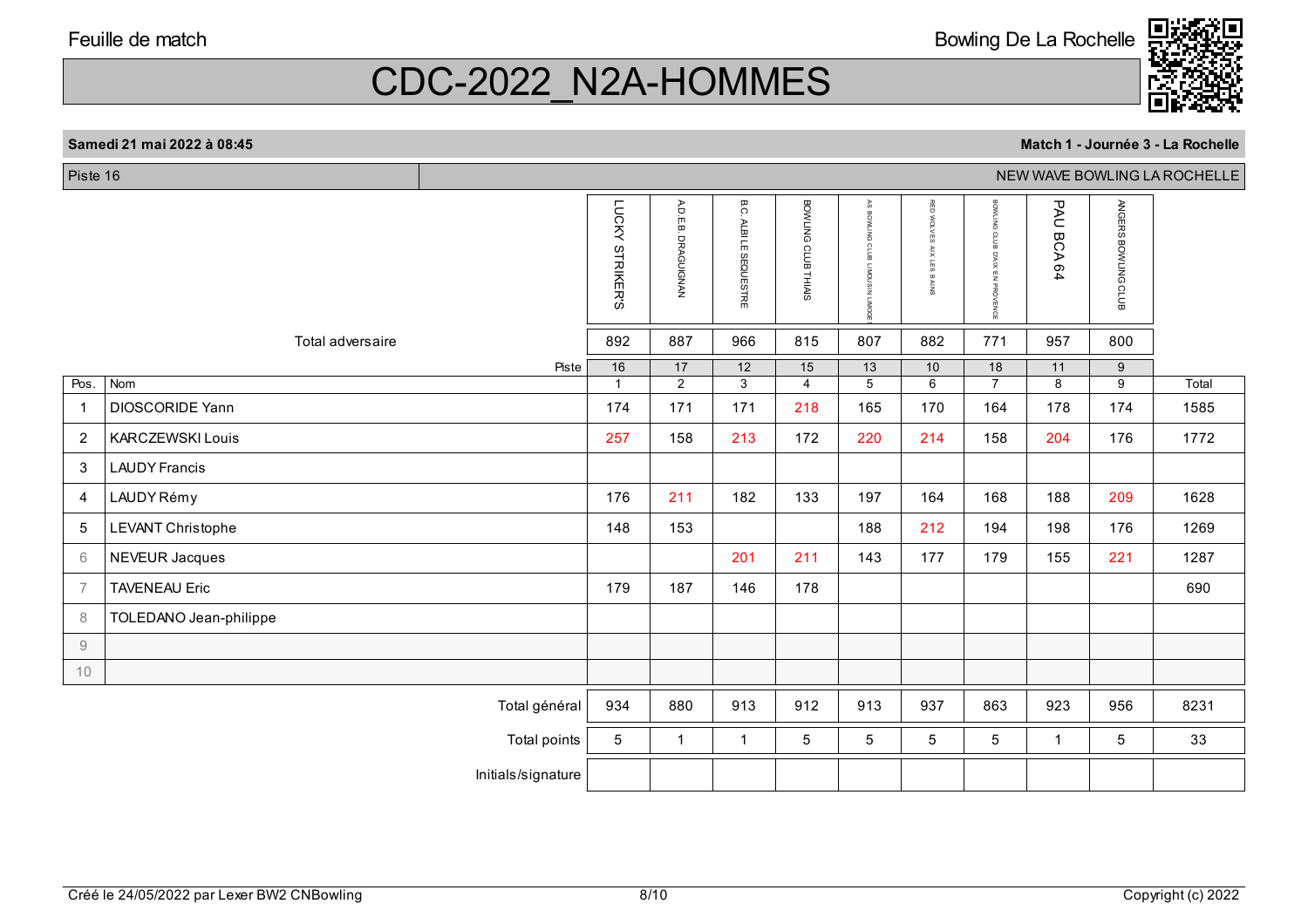Feuille de match

Bowling De La Rochelle

# CDC-2022_N2A-HOMMES

**Samedi 21 mai 2022 à 08:45** — **Match 1 - Journée 3 - La Rochelle**

Piste 16 — NEW WAVE BOWLING LA ROCHELLE

| Pos. | Nom | LUCKY STRIKERS | A.D.E.B. DRAGUIGNAN | B.C. ALBI LE SEQUESTRE | BOWLING CLUB THIAIS | AS BOWLING CLUB LIMOUSIN LIMOGES | RED WOLVES AIX LES BAINS | BOWLING CLUB D'AIX EN PROVENCE | PAU BCA 64 | ANGERS BOWLING CLUB | Total |
|---|---|---|---|---|---|---|---|---|---|---|---|
| | Total adversaire | 892 | 887 | 966 | 815 | 807 | 882 | 771 | 957 | 800 | |
| | Piste | 16 | 17 | 12 | 15 | 13 | 10 | 18 | 11 | 9 | |
| | | 1 | 2 | 3 | 4 | 5 | 6 | 7 | 8 | 9 | |
| 1 | DIOSCORIDE Yann | 174 | 171 | 171 | 218 | 165 | 170 | 164 | 178 | 174 | 1585 |
| 2 | KARCZEWSKI Louis | 257 | 158 | 213 | 172 | 220 | 214 | 158 | 204 | 176 | 1772 |
| 3 | LAUDY Francis | | | | | | | | | | |
| 4 | LAUDY Rémy | 176 | 211 | 182 | 133 | 197 | 164 | 168 | 188 | 209 | 1628 |
| 5 | LEVANT Christophe | 148 | 153 | | | 188 | 212 | 194 | 198 | 176 | 1269 |
| 6 | NEVEUR Jacques | | | 201 | 211 | 143 | 177 | 179 | 155 | 221 | 1287 |
| 7 | TAVENEAU Eric | 179 | 187 | 146 | 178 | | | | | | 690 |
| 8 | TOLEDANO Jean-philippe | | | | | | | | | | |
| 9 | | | | | | | | | | | |
| 10 | | | | | | | | | | | |
| | Total général | 934 | 880 | 913 | 912 | 913 | 937 | 863 | 923 | 956 | 8231 |
| | Total points | 5 | 1 | 1 | 5 | 5 | 5 | 5 | 1 | 5 | 33 |
| | Initials/signature | | | | | | | | | | |

Créé le 24/05/2022 par Lexer BW2 CNBowling — Copyright (c) 2022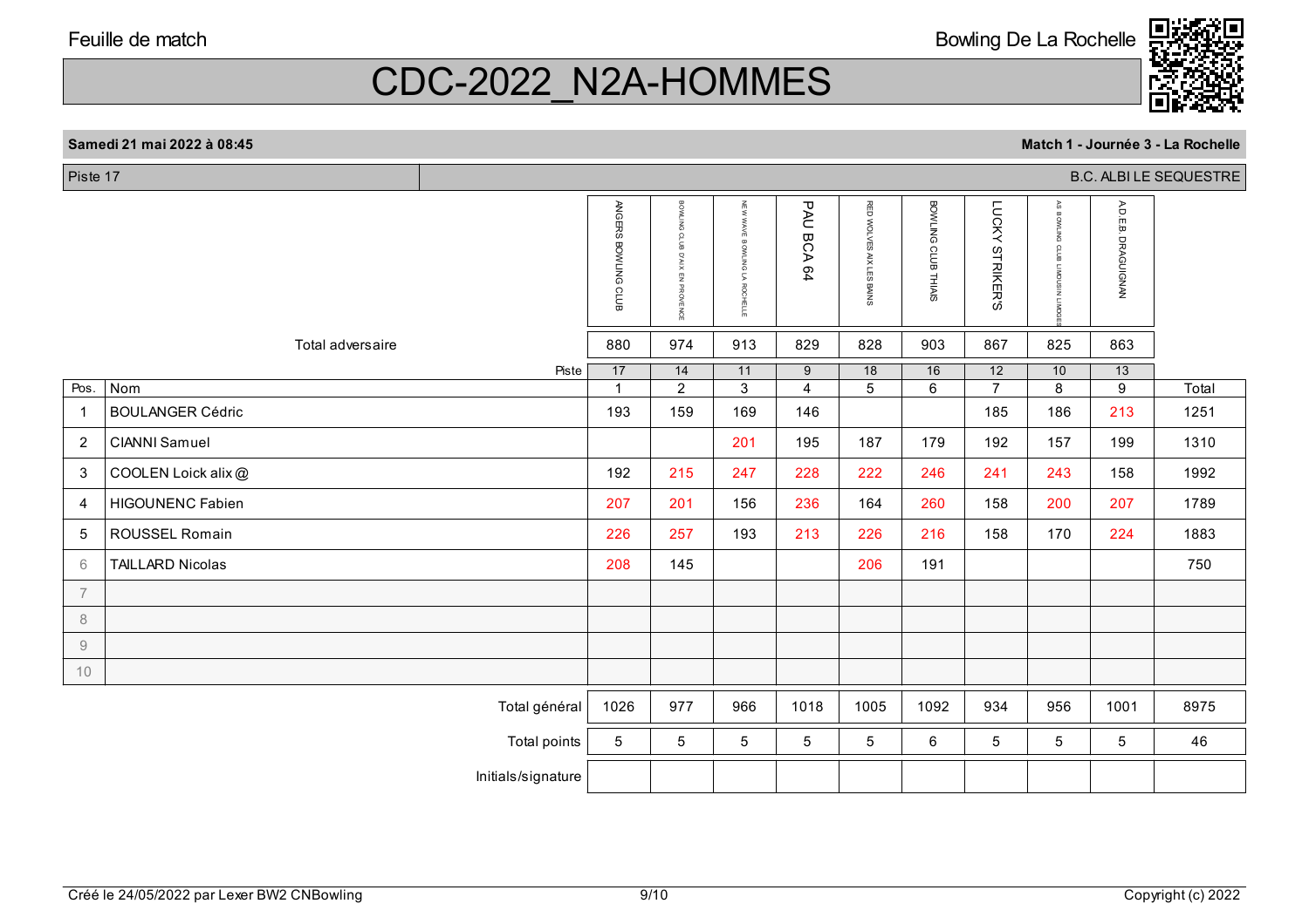Feuille de match

Bowling De La Rochelle

# CDC-2022_N2A-HOMMES

**Samedi 21 mai 2022 à 08:45** — **Match 1 - Journée 3 - La Rochelle**

Piste 17 — B.C. ALBI LE SEQUESTRE

| | | ANGERS BOWLING CLUB | BOWLING CLUB D'AIX EN PROVENCE | NEW WAVE BOWLING LA ROCHELLE | PAU BCA 64 | RED WOLVES AIX LES BAINS | BOWLING CLUB THIAIS | LUCKY STRIKERS | AS BOWLING CLUB LIMOUSIN LIMOGES | A.D.E.B. DRAGUIGNAN | |
|---|---|---|---|---|---|---|---|---|---|---|---|
| | Total adversaire | 880 | 974 | 913 | 829 | 828 | 903 | 867 | 825 | 863 | |
| | Piste | 17 | 14 | 11 | 9 | 18 | 16 | 12 | 10 | 13 | |
| Pos. | Nom | 1 | 2 | 3 | 4 | 5 | 6 | 7 | 8 | 9 | Total |
| 1 | BOULANGER Cédric | 193 | 159 | 169 | 146 | | | 185 | 186 | 213 | 1251 |
| 2 | CIANNI Samuel | | | 201 | 195 | 187 | 179 | 192 | 157 | 199 | 1310 |
| 3 | COOLEN Loick alix @ | 192 | 215 | 247 | 228 | 222 | 246 | 241 | 243 | 158 | 1992 |
| 4 | HIGOUNENC Fabien | 207 | 201 | 156 | 236 | 164 | 260 | 158 | 200 | 207 | 1789 |
| 5 | ROUSSEL Romain | 226 | 257 | 193 | 213 | 226 | 216 | 158 | 170 | 224 | 1883 |
| 6 | TAILLARD Nicolas | 208 | 145 | | | 206 | 191 | | | | 750 |
| 7 | | | | | | | | | | | |
| 8 | | | | | | | | | | | |
| 9 | | | | | | | | | | | |
| 10 | | | | | | | | | | | |
| | Total général | 1026 | 977 | 966 | 1018 | 1005 | 1092 | 934 | 956 | 1001 | 8975 |
| | Total points | 5 | 5 | 5 | 5 | 5 | 6 | 5 | 5 | 5 | 46 |
| | Initials/signature | | | | | | | | | | |

Créé le 24/05/2022 par Lexer BW2 CNBowling — Copyright (c) 2022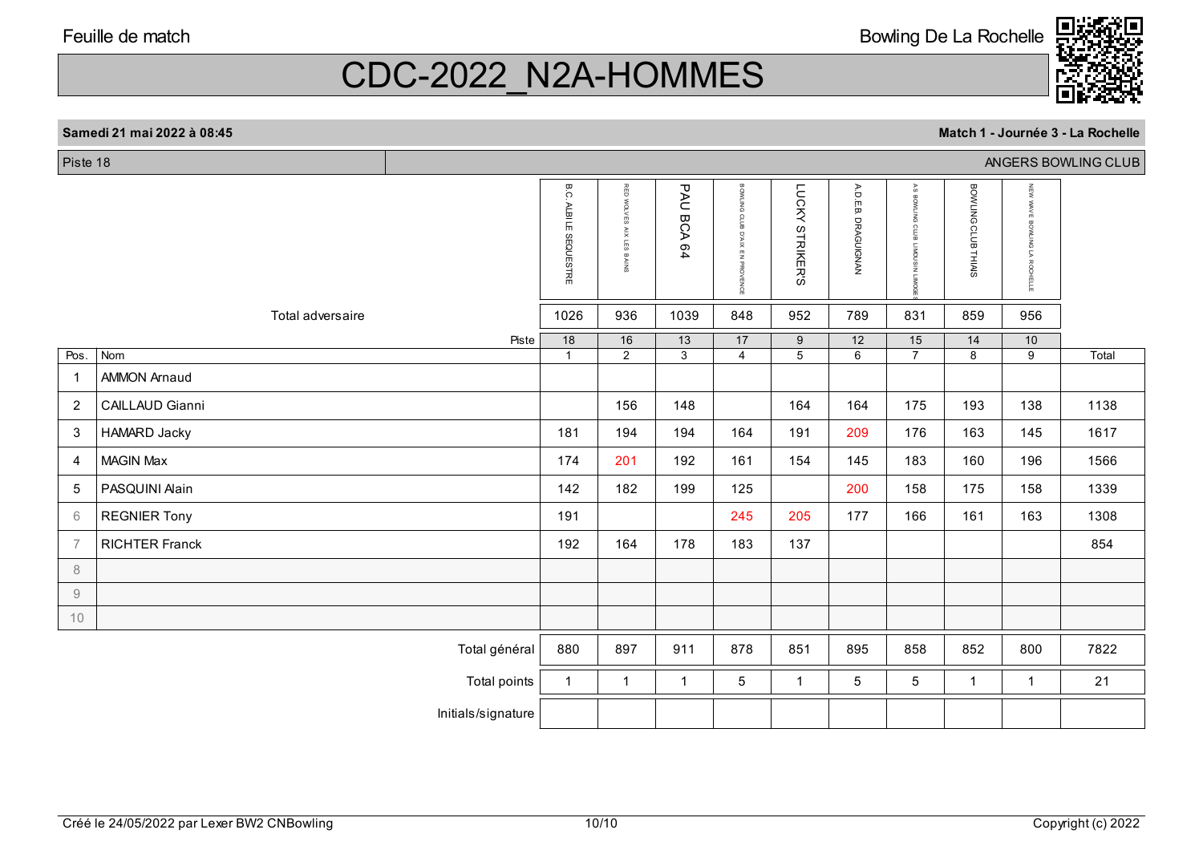Feuille de match

Bowling De La Rochelle

# CDC-2022_N2A-HOMMES

**Samedi 21 mai 2022 à 08:45** — **Match 1 - Journée 3 - La Rochelle**

Piste 18 — ANGERS BOWLING CLUB

| Pos. | Nom | B.C. ALBI LE SEQUESTRE | RED WOLVES AIX LES BAINS | PAU BCA 64 | BOWLING CLUB D'AIX EN PROVENCE | LUCKY STRIKERS | A.D.E.B. DRAGUIGNAN | A.S BOWLING CLUB LIMOUSIN LIMOGES | BOWLING CLUB THIAIS | NEW WAVE BOWLING LA ROCHELLE | Total |
|---|---|---|---|---|---|---|---|---|---|---|---|
| | Total adversaire | 1026 | 936 | 1039 | 848 | 952 | 789 | 831 | 859 | 956 | |
| | Piste | 18 | 16 | 13 | 17 | 9 | 12 | 15 | 14 | 10 | |
| | | 1 | 2 | 3 | 4 | 5 | 6 | 7 | 8 | 9 | |
| 1 | AMMON Arnaud | | | | | | | | | | |
| 2 | CAILLAUD Gianni | | 156 | 148 | | 164 | 164 | 175 | 193 | 138 | 1138 |
| 3 | HAMARD Jacky | 181 | 194 | 194 | 164 | 191 | 209 | 176 | 163 | 145 | 1617 |
| 4 | MAGIN Max | 174 | 201 | 192 | 161 | 154 | 145 | 183 | 160 | 196 | 1566 |
| 5 | PASQUINI Alain | 142 | 182 | 199 | 125 | | 200 | 158 | 175 | 158 | 1339 |
| 6 | REGNIER Tony | 191 | | | 245 | 205 | 177 | 166 | 161 | 163 | 1308 |
| 7 | RICHTER Franck | 192 | 164 | 178 | 183 | 137 | | | | | 854 |
| 8 | | | | | | | | | | | |
| 9 | | | | | | | | | | | |
| 10 | | | | | | | | | | | |
| | Total général | 880 | 897 | 911 | 878 | 851 | 895 | 858 | 852 | 800 | 7822 |
| | Total points | 1 | 1 | 1 | 5 | 1 | 5 | 5 | 1 | 1 | 21 |
| | Initials/signature | | | | | | | | | | |

Créé le 24/05/2022 par Lexer BW2 CNBowling — Copyright (c) 2022